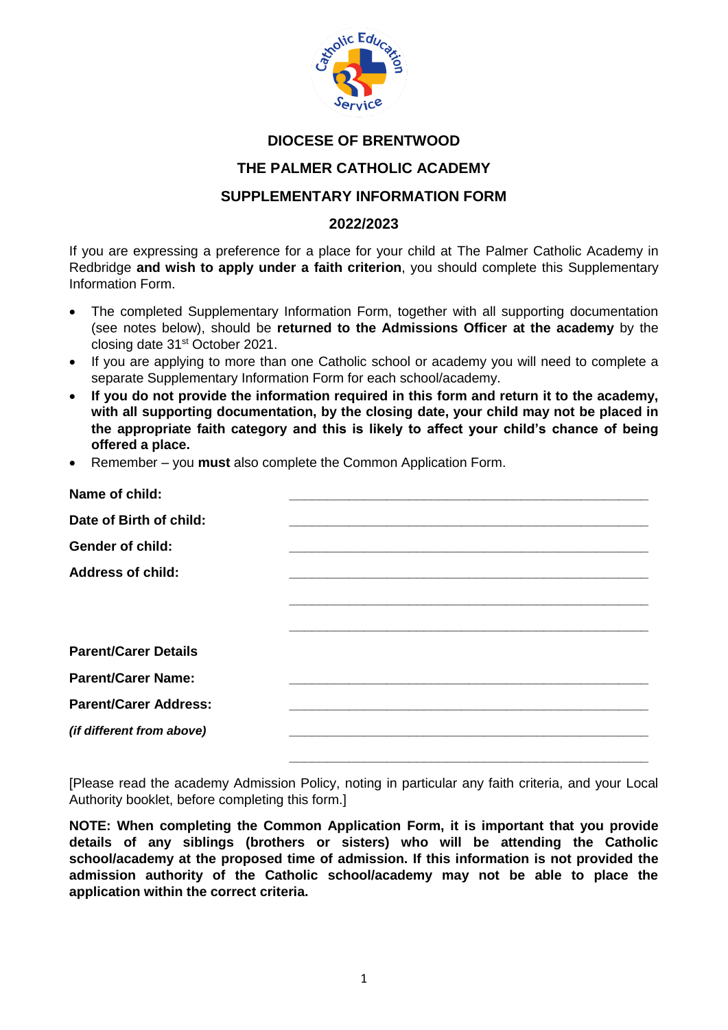# DIOCESE OF BRENTWOOD

## THE PALMER CATHOLIC ACADEMY

## SUPPLEMENTARY INFORMATION FORM

## 2022/2023

If you are expressing a preference for a place for your child at The Palmer Catholic Academy in Redbridge **and wish to apply under a faith criterion**, you should complete this Supplementary Information Form.

- The completed Supplementary Information Form, together with all supporting documentation (see notes below), should be **returned to the Admissions Officer at the academy** by the closing date 31st October 2021.
- If you are applying to more than one Catholic school or academy you will need to complete a separate Supplementary Information Form for each school/academy.
- **If you do not provide the information required in this form and return it to the academy, with all supporting documentation, by the closing date, your child may not be placed in the appropriate faith category and this is likely to affect your child's chance of being offered a place.**
- Remember – you **must** also complete the Common Application Form.

**Name of child:** ______________________________________________

**Date of Birth of child:** ______________________________________________

**Gender of child:** ______________________________________________

**Address of child:** ______________________________________________

______________________________________________

______________________________________________

**Parent/Carer Details**

**Parent/Carer Name:** ______________________________________________

**Parent/Carer Address:** ______________________________________________

***(if different from above)*** ______________________________________________

______________________________________________

[Please read the academy Admission Policy, noting in particular any faith criteria, and your Local Authority booklet, before completing this form.]

**NOTE: When completing the Common Application Form, it is important that you provide details of any siblings (brothers or sisters) who will be attending the Catholic school/academy at the proposed time of admission. If this information is not provided the admission authority of the Catholic school/academy may not be able to place the application within the correct criteria.**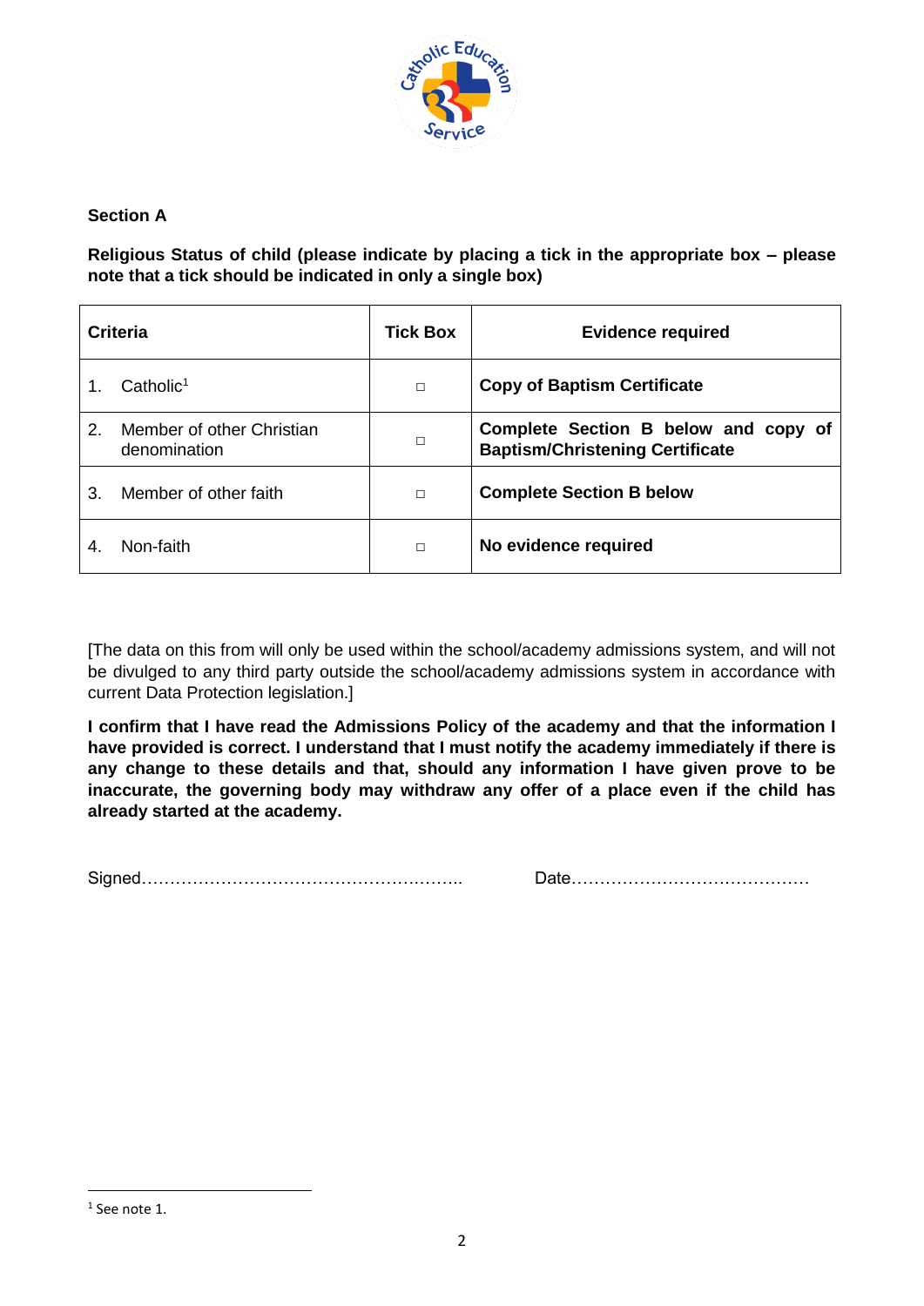**Section A**

**Religious Status of child (please indicate by placing a tick in the appropriate box – please note that a tick should be indicated in only a single box)**

| Criteria | Tick Box | Evidence required |
|---|---|---|
| 1. Catholic[1] | □ | **Copy of Baptism Certificate** |
| 2. Member of other Christian denomination | □ | **Complete Section B below and copy of Baptism/Christening Certificate** |
| 3. Member of other faith | □ | **Complete Section B below** |
| 4. Non-faith | □ | **No evidence required** |

[The data on this from will only be used within the school/academy admissions system, and will not be divulged to any third party outside the school/academy admissions system in accordance with current Data Protection legislation.]

**I confirm that I have read the Admissions Policy of the academy and that the information I have provided is correct. I understand that I must notify the academy immediately if there is any change to these details and that, should any information I have given prove to be inaccurate, the governing body may withdraw any offer of a place even if the child has already started at the academy.**

Signed……………………………………………….……..  Date………………………….…………

[1] See note 1.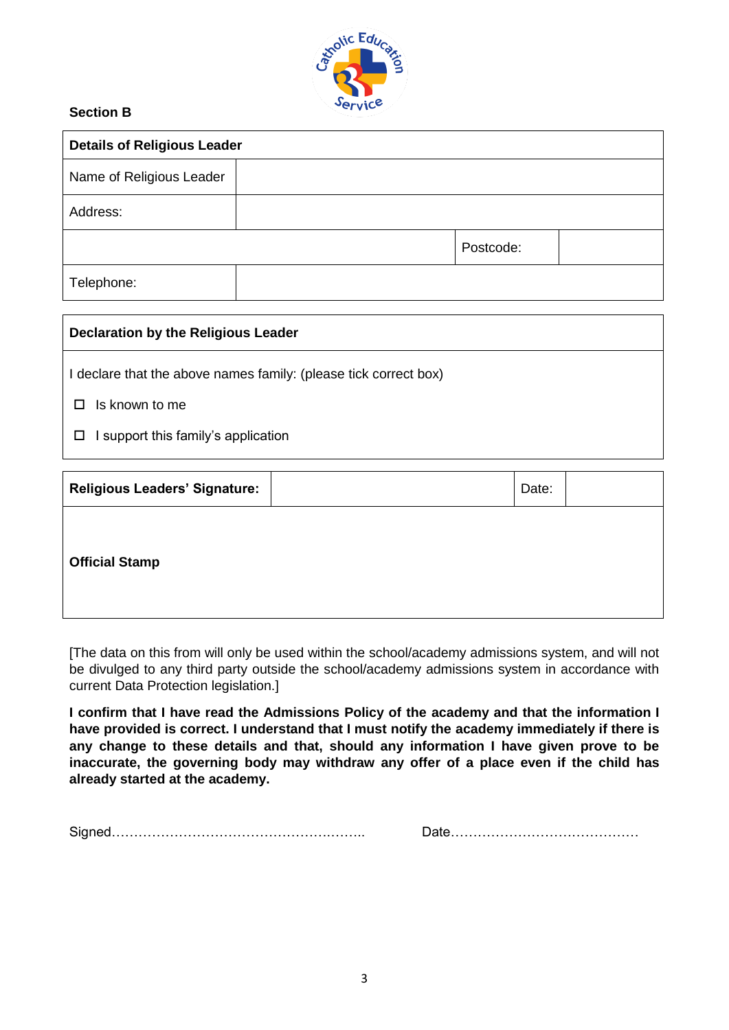**Section B**

| Details of Religious Leader | | | |
|---|---|---|---|
| Name of Religious Leader | | | |
| Address: | | | |
| | | Postcode: | |
| Telephone: | | | |

| Declaration by the Religious Leader |
|---|
| I declare that the above names family: (please tick correct box) |
| ☐ Is known to me |
| ☐ I support this family's application |

| **Religious Leaders' Signature:** | | Date: | |
|---|---|---|---|
| **Official Stamp** | | | |

[The data on this from will only be used within the school/academy admissions system, and will not be divulged to any third party outside the school/academy admissions system in accordance with current Data Protection legislation.]

**I confirm that I have read the Admissions Policy of the academy and that the information I have provided is correct. I understand that I must notify the academy immediately if there is any change to these details and that, should any information I have given prove to be inaccurate, the governing body may withdraw any offer of a place even if the child has already started at the academy.**

Signed……………………………………………….….. Date……………………………………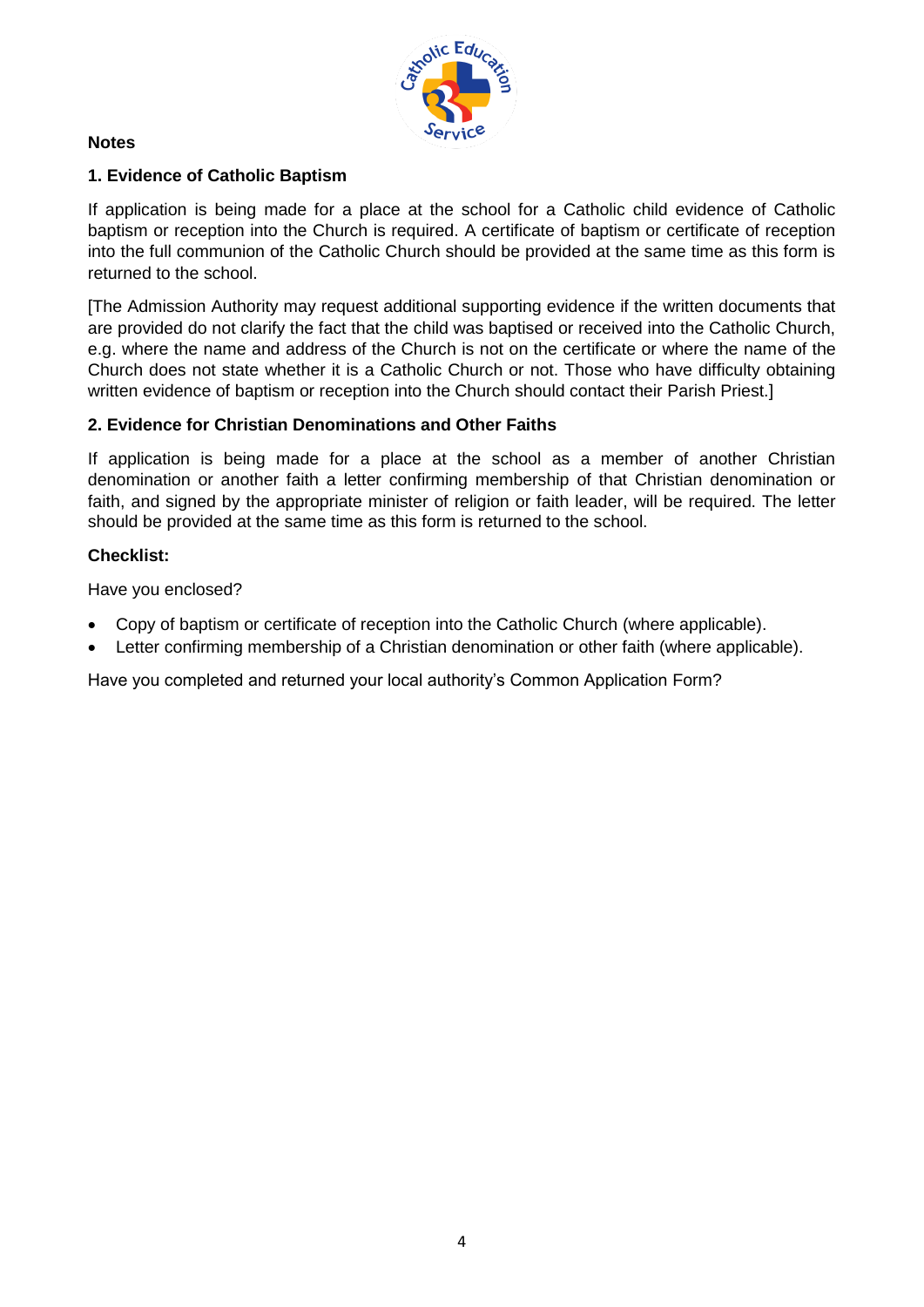**Notes**

### 1. Evidence of Catholic Baptism

If application is being made for a place at the school for a Catholic child evidence of Catholic baptism or reception into the Church is required. A certificate of baptism or certificate of reception into the full communion of the Catholic Church should be provided at the same time as this form is returned to the school.

[The Admission Authority may request additional supporting evidence if the written documents that are provided do not clarify the fact that the child was baptised or received into the Catholic Church, e.g. where the name and address of the Church is not on the certificate or where the name of the Church does not state whether it is a Catholic Church or not. Those who have difficulty obtaining written evidence of baptism or reception into the Church should contact their Parish Priest.]

### 2. Evidence for Christian Denominations and Other Faiths

If application is being made for a place at the school as a member of another Christian denomination or another faith a letter confirming membership of that Christian denomination or faith, and signed by the appropriate minister of religion or faith leader, will be required. The letter should be provided at the same time as this form is returned to the school.

**Checklist:**

Have you enclosed?

- Copy of baptism or certificate of reception into the Catholic Church (where applicable).
- Letter confirming membership of a Christian denomination or other faith (where applicable).

Have you completed and returned your local authority's Common Application Form?